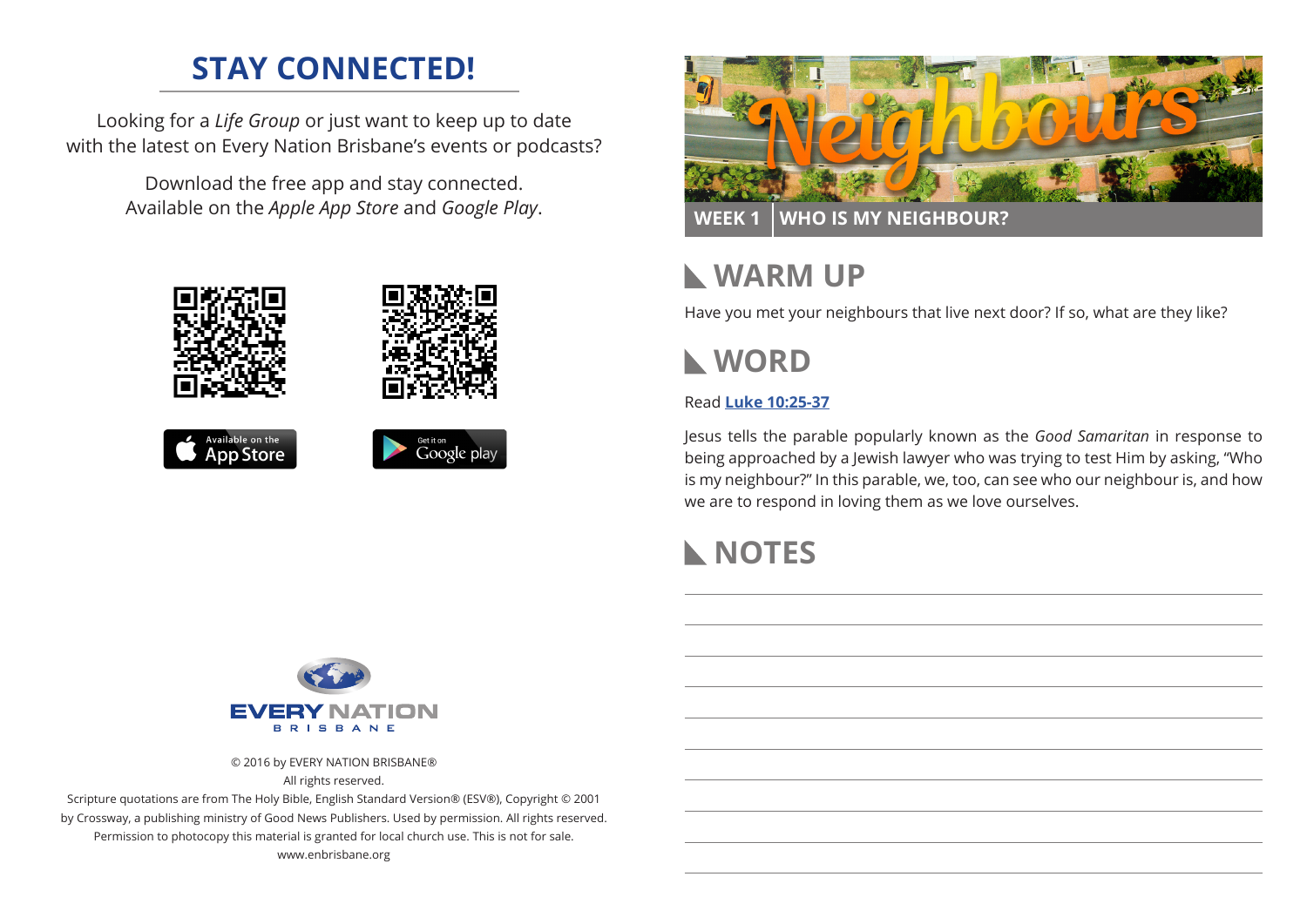# STAY CONNECTED!

Looking for a *Life Group* or just want to keep up to date with the latest on Every Nation Brisbane's events or podcasts?

Download the free app and stay connected. Available on the *Apple App Store* and *Google Play*.

Available on the App Store

Get it on Google play

EVERY NATION
BRISBANE

© 2016 by EVERY NATION BRISBANE®
All rights reserved.
Scripture quotations are from The Holy Bible, English Standard Version® (ESV®), Copyright © 2001 by Crossway, a publishing ministry of Good News Publishers. Used by permission. All rights reserved.
Permission to photocopy this material is granted for local church use. This is not for sale.
www.enbrisbane.org

# Neighbours

**WEEK 1 | WHO IS MY NEIGHBOUR?**

## WARM UP

Have you met your neighbours that live next door? If so, what are they like?

## WORD

Read **Luke 10:25-37**

Jesus tells the parable popularly known as the *Good Samaritan* in response to being approached by a Jewish lawyer who was trying to test Him by asking, "Who is my neighbour?" In this parable, we, too, can see who our neighbour is, and how we are to respond in loving them as we love ourselves.

## NOTES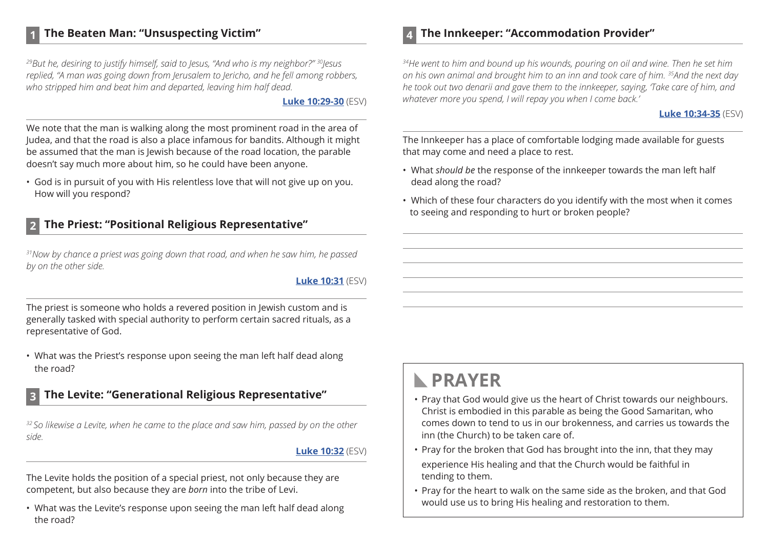## 1 The Beaten Man: "Unsuspecting Victim"

*[29]But he, desiring to justify himself, said to Jesus, "And who is my neighbor?" [30]Jesus replied, "A man was going down from Jerusalem to Jericho, and he fell among robbers, who stripped him and beat him and departed, leaving him half dead.*

**Luke 10:29-30** (ESV)

We note that the man is walking along the most prominent road in the area of Judea, and that the road is also a place infamous for bandits. Although it might be assumed that the man is Jewish because of the road location, the parable doesn't say much more about him, so he could have been anyone.

- God is in pursuit of you with His relentless love that will not give up on you. How will you respond?

## 2 The Priest: "Positional Religious Representative"

*[31]Now by chance a priest was going down that road, and when he saw him, he passed by on the other side.*

**Luke 10:31** (ESV)

The priest is someone who holds a revered position in Jewish custom and is generally tasked with special authority to perform certain sacred rituals, as a representative of God.

- What was the Priest's response upon seeing the man left half dead along the road?

## 3 The Levite: "Generational Religious Representative"

*[32] So likewise a Levite, when he came to the place and saw him, passed by on the other side.*

**Luke 10:32** (ESV)

The Levite holds the position of a special priest, not only because they are competent, but also because they are *born* into the tribe of Levi.

- What was the Levite's response upon seeing the man left half dead along the road?

## 4 The Innkeeper: "Accommodation Provider"

*[34]He went to him and bound up his wounds, pouring on oil and wine. Then he set him on his own animal and brought him to an inn and took care of him. [35]And the next day he took out two denarii and gave them to the innkeeper, saying, 'Take care of him, and whatever more you spend, I will repay you when I come back.'*

**Luke 10:34-35** (ESV)

The Innkeeper has a place of comfortable lodging made available for guests that may come and need a place to rest.

- What *should be* the response of the innkeeper towards the man left half dead along the road?
- Which of these four characters do you identify with the most when it comes to seeing and responding to hurt or broken people?

## PRAYER

- Pray that God would give us the heart of Christ towards our neighbours. Christ is embodied in this parable as being the Good Samaritan, who comes down to tend to us in our brokenness, and carries us towards the inn (the Church) to be taken care of.
- Pray for the broken that God has brought into the inn, that they may experience His healing and that the Church would be faithful in tending to them.
- Pray for the heart to walk on the same side as the broken, and that God would use us to bring His healing and restoration to them.